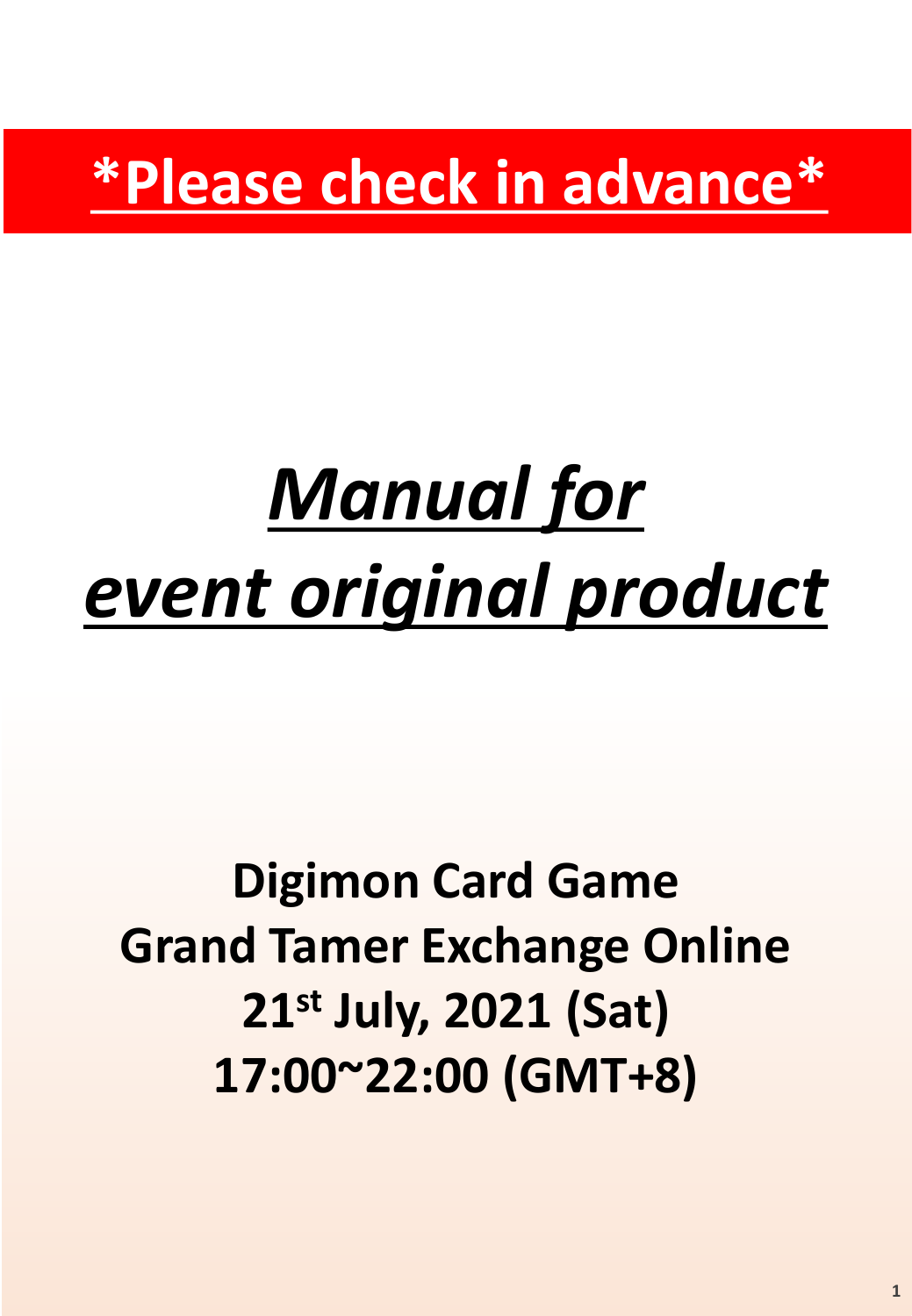**\*Please check in advance\***

# *Manual for event original product*

**Digimon Card Game**
**Grand Tamer Exchange Online**
**21st July, 2021 (Sat)**
**17:00~22:00 (GMT+8)**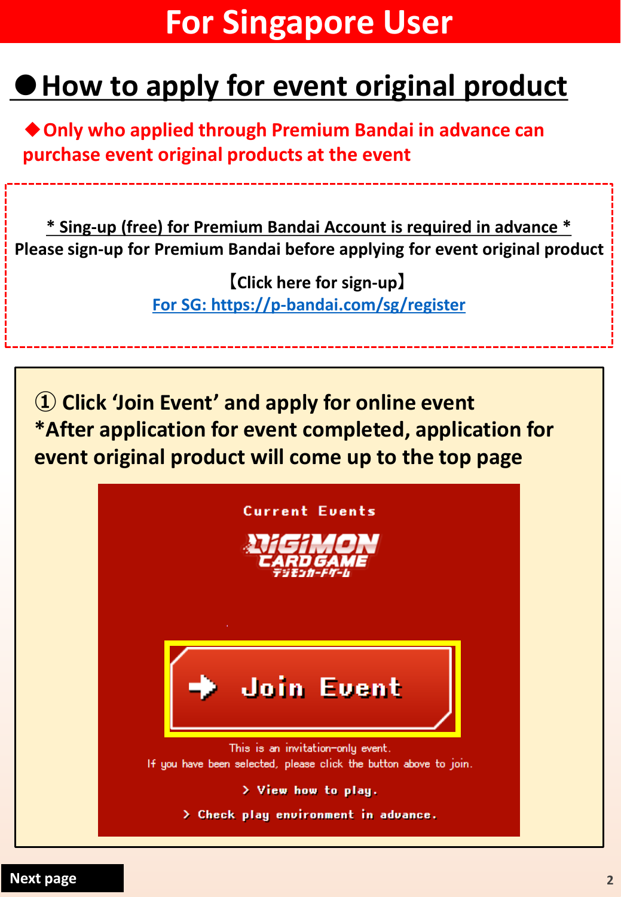# For Singapore User

## ● How to apply for event original product

◆Only who applied through Premium Bandai in advance can purchase event original products at the event

\* Sing-up (free) for Premium Bandai Account is required in advance \*

Please sign-up for Premium Bandai before applying for event original product

【Click here for sign-up】

For SG: https://p-bandai.com/sg/register

① Click 'Join Event' and apply for online event

\*After application for event completed, application for event original product will come up to the top page

Current Events

DIGIMON CARD GAME

デジモンカードゲーム

Join Event

This is an invitation-only event.
If you have been selected, please click the button above to join.

> View how to play.

> Check play environment in advance.

Next page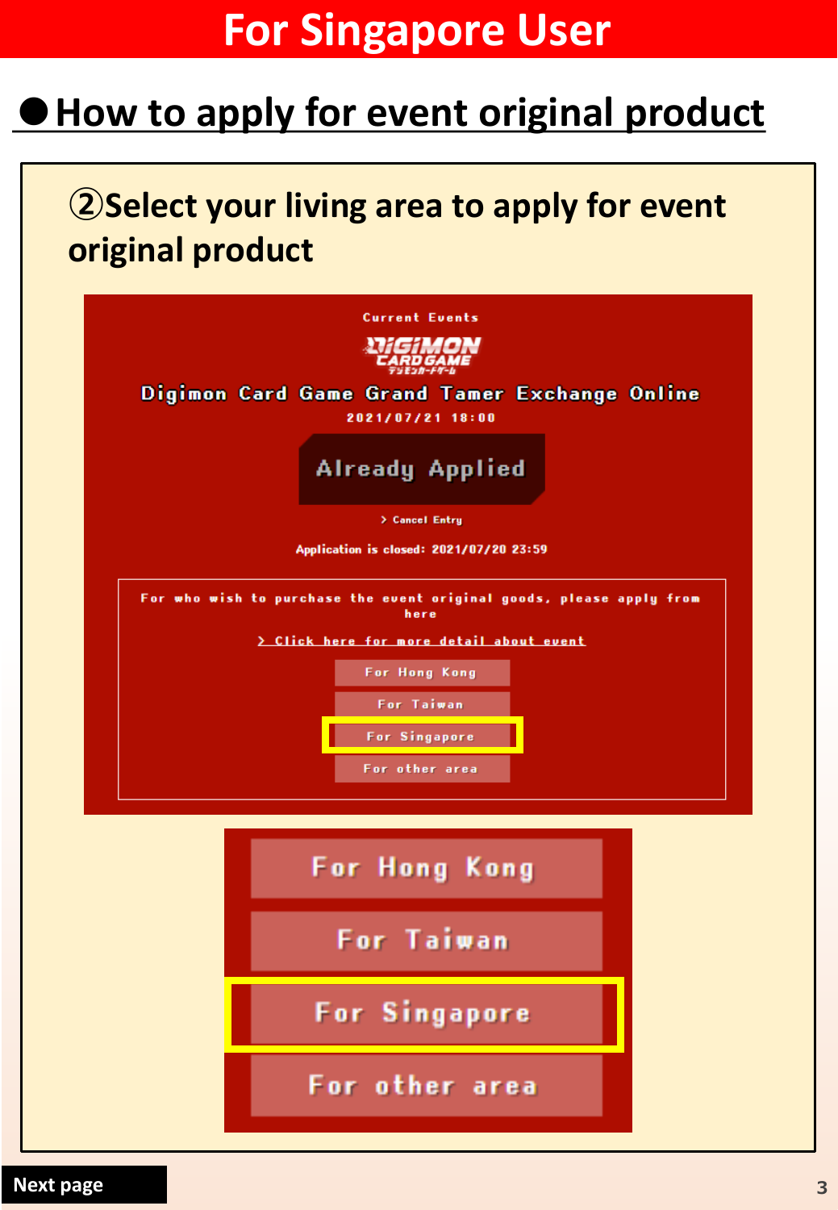# For Singapore User

## ● How to apply for event original product

②Select your living area to apply for event original product

Current Events

Digimon Card Game Grand Tamer Exchange Online

2021/07/21 18:00

Already Applied

> Cancel Entry

Application is closed: 2021/07/20 23:59

For who wish to purchase the event original goods, please apply from here

> Click here for more detail about event

For Hong Kong

For Taiwan

For Singapore

For other area

For Hong Kong

For Taiwan

For Singapore

For other area

Next page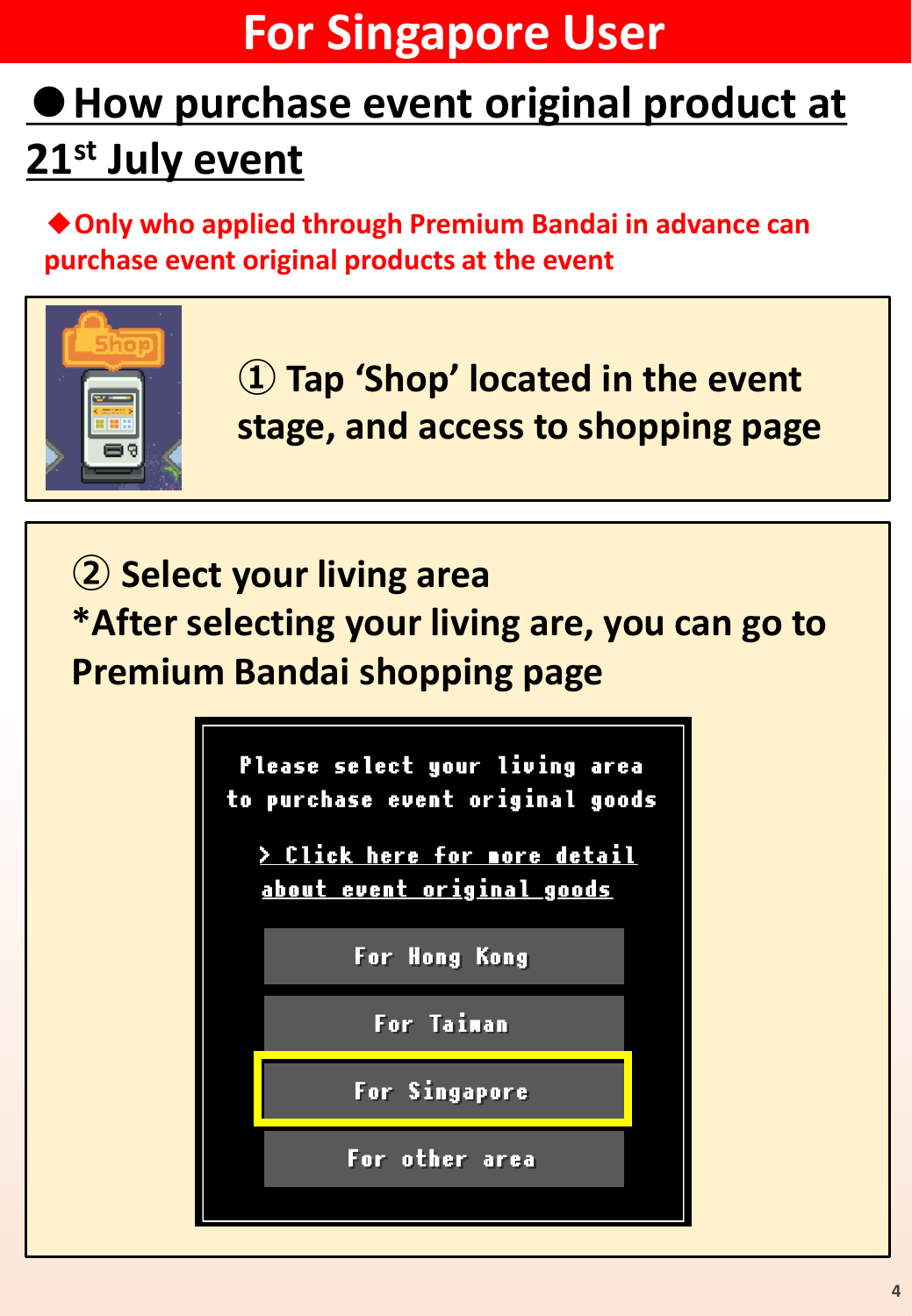# For Singapore User

## ● How purchase event original product at 21st July event

◆Only who applied through Premium Bandai in advance can purchase event original products at the event

① Tap 'Shop' located in the event stage, and access to shopping page

② Select your living area
*After selecting your living are, you can go to Premium Bandai shopping page

Please select your living area to purchase event original goods

> Click here for more detail about event original goods

For Hong Kong

For Taiwan

For Singapore

For other area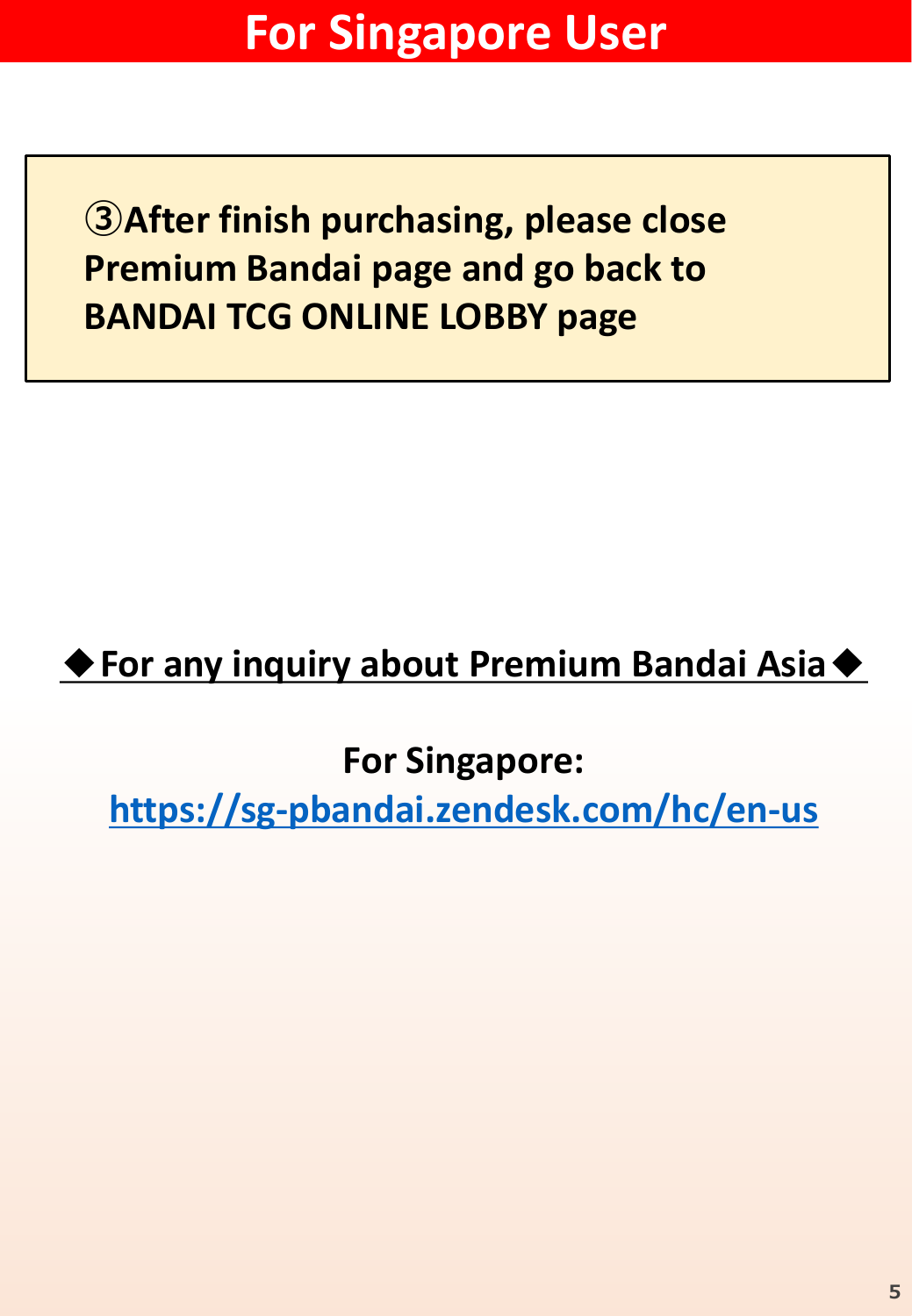# For Singapore User

**③After finish purchasing, please close Premium Bandai page and go back to BANDAI TCG ONLINE LOBBY page**

**◆For any inquiry about Premium Bandai Asia◆**

**For Singapore:**

**https://sg-pbandai.zendesk.com/hc/en-us**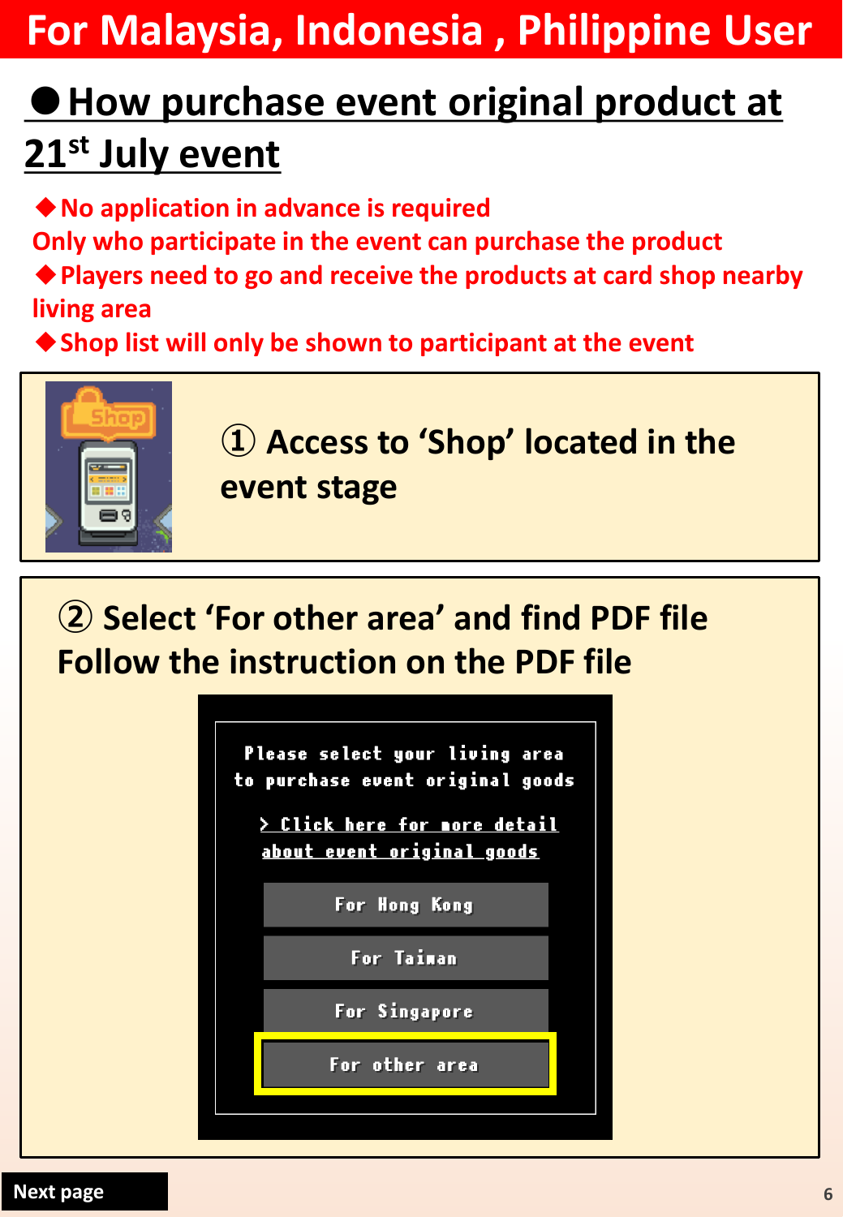# For Malaysia, Indonesia , Philippine User

## ● How purchase event original product at 21st July event

◆No application in advance is required
Only who participate in the event can purchase the product
◆Players need to go and receive the products at card shop nearby living area
◆Shop list will only be shown to participant at the event

① Access to 'Shop' located in the event stage

② Select 'For other area' and find PDF file
Follow the instruction on the PDF file

Please select your living area to purchase event original goods

> Click here for more detail about event original goods

For Hong Kong

For Taiwan

For Singapore

For other area

Next page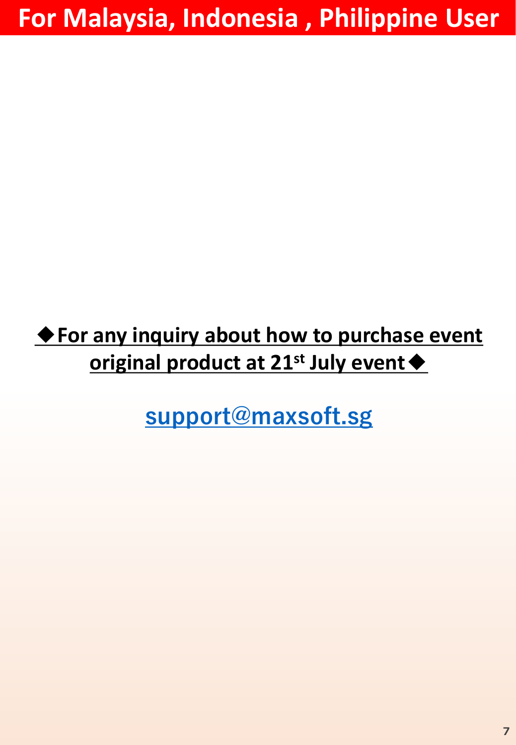# For Malaysia, Indonesia , Philippine User

**◆For any inquiry about how to purchase event original product at 21st July event◆**

support@maxsoft.sg